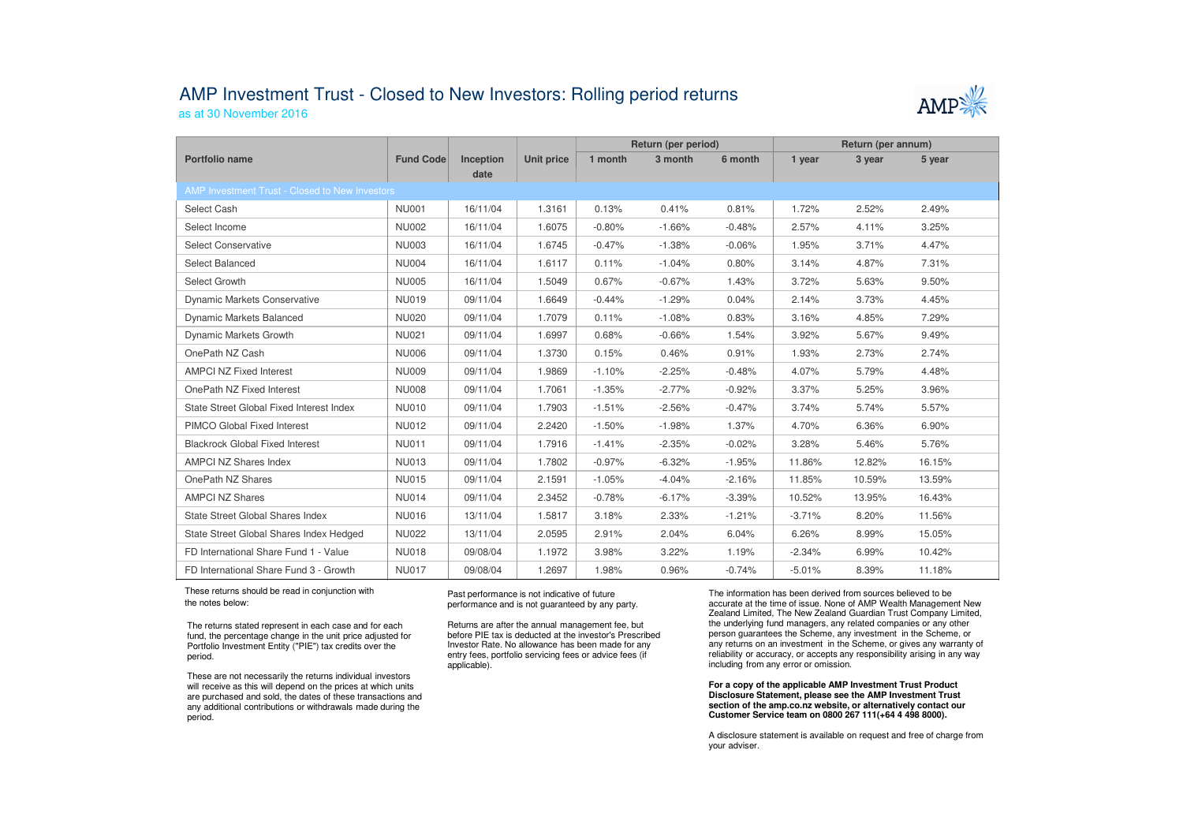# AMP Investment Trust - Closed to New Investors: Rolling period returns

as at 30 November 2016

| Portfolio name | Fund Code | Inception date | Unit price | Return (per period) | | | Return (per annum) | | |
|---|---|---|---|---|---|---|---|---|---|
| | | | | 1 month | 3 month | 6 month | 1 year | 3 year | 5 year |
| **AMP Investment Trust - Closed to New Investors** | | | | | | | | | |
| Select Cash | NU001 | 16/11/04 | 1.3161 | 0.13% | 0.41% | 0.81% | 1.72% | 2.52% | 2.49% |
| Select Income | NU002 | 16/11/04 | 1.6075 | -0.80% | -1.66% | -0.48% | 2.57% | 4.11% | 3.25% |
| Select Conservative | NU003 | 16/11/04 | 1.6745 | -0.47% | -1.38% | -0.06% | 1.95% | 3.71% | 4.47% |
| Select Balanced | NU004 | 16/11/04 | 1.6117 | 0.11% | -1.04% | 0.80% | 3.14% | 4.87% | 7.31% |
| Select Growth | NU005 | 16/11/04 | 1.5049 | 0.67% | -0.67% | 1.43% | 3.72% | 5.63% | 9.50% |
| Dynamic Markets Conservative | NU019 | 09/11/04 | 1.6649 | -0.44% | -1.29% | 0.04% | 2.14% | 3.73% | 4.45% |
| Dynamic Markets Balanced | NU020 | 09/11/04 | 1.7079 | 0.11% | -1.08% | 0.83% | 3.16% | 4.85% | 7.29% |
| Dynamic Markets Growth | NU021 | 09/11/04 | 1.6997 | 0.68% | -0.66% | 1.54% | 3.92% | 5.67% | 9.49% |
| OnePath NZ Cash | NU006 | 09/11/04 | 1.3730 | 0.15% | 0.46% | 0.91% | 1.93% | 2.73% | 2.74% |
| AMPCI NZ Fixed Interest | NU009 | 09/11/04 | 1.9869 | -1.10% | -2.25% | -0.48% | 4.07% | 5.79% | 4.48% |
| OnePath NZ Fixed Interest | NU008 | 09/11/04 | 1.7061 | -1.35% | -2.77% | -0.92% | 3.37% | 5.25% | 3.96% |
| State Street Global Fixed Interest Index | NU010 | 09/11/04 | 1.7903 | -1.51% | -2.56% | -0.47% | 3.74% | 5.74% | 5.57% |
| PIMCO Global Fixed Interest | NU012 | 09/11/04 | 2.2420 | -1.50% | -1.98% | 1.37% | 4.70% | 6.36% | 6.90% |
| Blackrock Global Fixed Interest | NU011 | 09/11/04 | 1.7916 | -1.41% | -2.35% | -0.02% | 3.28% | 5.46% | 5.76% |
| AMPCI NZ Shares Index | NU013 | 09/11/04 | 1.7802 | -0.97% | -6.32% | -1.95% | 11.86% | 12.82% | 16.15% |
| OnePath NZ Shares | NU015 | 09/11/04 | 2.1591 | -1.05% | -4.04% | -2.16% | 11.85% | 10.59% | 13.59% |
| AMPCI NZ Shares | NU014 | 09/11/04 | 2.3452 | -0.78% | -6.17% | -3.39% | 10.52% | 13.95% | 16.43% |
| State Street Global Shares Index | NU016 | 13/11/04 | 1.5817 | 3.18% | 2.33% | -1.21% | -3.71% | 8.20% | 11.56% |
| State Street Global Shares Index Hedged | NU022 | 13/11/04 | 2.0595 | 2.91% | 2.04% | 6.04% | 6.26% | 8.99% | 15.05% |
| FD International Share Fund 1 - Value | NU018 | 09/08/04 | 1.1972 | 3.98% | 3.22% | 1.19% | -2.34% | 6.99% | 10.42% |
| FD International Share Fund 3 - Growth | NU017 | 09/08/04 | 1.2697 | 1.98% | 0.96% | -0.74% | -5.01% | 8.39% | 11.18% |

These returns should be read in conjunction with the notes below:

The returns stated represent in each case and for each fund, the percentage change in the unit price adjusted for Portfolio Investment Entity ("PIE") tax credits over the period.

These are not necessarily the returns individual investors will receive as this will depend on the prices at which units are purchased and sold, the dates of these transactions and any additional contributions or withdrawals made during the period.

Past performance is not indicative of future performance and is not guaranteed by any party.

Returns are after the annual management fee, but before PIE tax is deducted at the investor's Prescribed Investor Rate. No allowance has been made for any entry fees, portfolio servicing fees or advice fees (if applicable).

The information has been derived from sources believed to be accurate at the time of issue. None of AMP Wealth Management New Zealand Limited, The New Zealand Guardian Trust Company Limited, the underlying fund managers, any related companies or any other person guarantees the Scheme, any investment in the Scheme, or any returns on an investment in the Scheme, or gives any warranty of reliability or accuracy, or accepts any responsibility arising in any way including from any error or omission.

**For a copy of the applicable AMP Investment Trust Product Disclosure Statement, please see the AMP Investment Trust section of the amp.co.nz website, or alternatively contact our Customer Service team on 0800 267 111(+64 4 498 8000).**

A disclosure statement is available on request and free of charge from your adviser.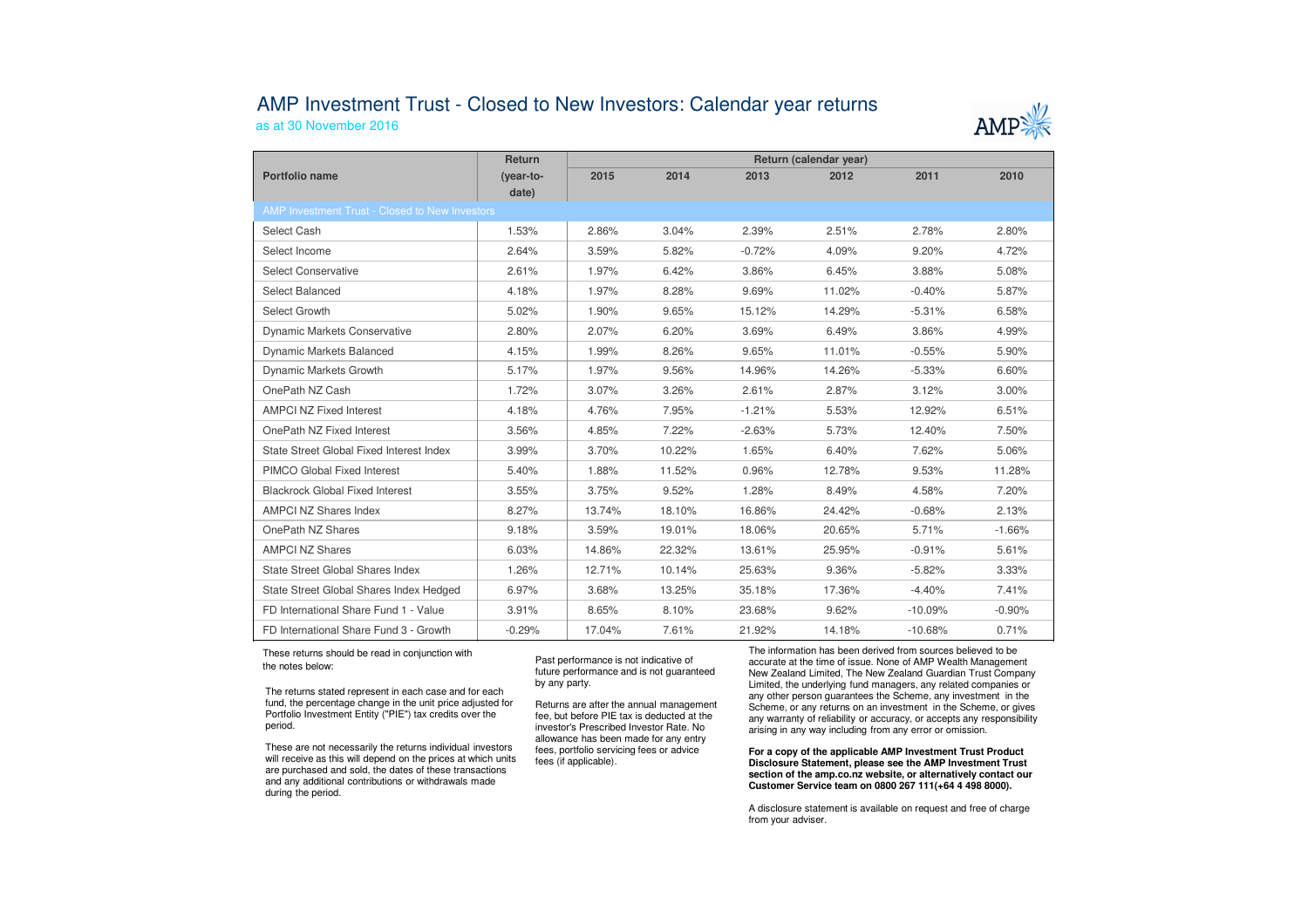# AMP Investment Trust - Closed to New Investors: Calendar year returns

as at 30 November 2016

| Portfolio name | Return (year-to-date) | Return (calendar year) | | | | | |
|---|---|---|---|---|---|---|---|
| | | 2015 | 2014 | 2013 | 2012 | 2011 | 2010 |
| **AMP Investment Trust - Closed to New Investors** | | | | | | | |
| Select Cash | 1.53% | 2.86% | 3.04% | 2.39% | 2.51% | 2.78% | 2.80% |
| Select Income | 2.64% | 3.59% | 5.82% | -0.72% | 4.09% | 9.20% | 4.72% |
| Select Conservative | 2.61% | 1.97% | 6.42% | 3.86% | 6.45% | 3.88% | 5.08% |
| Select Balanced | 4.18% | 1.97% | 8.28% | 9.69% | 11.02% | -0.40% | 5.87% |
| Select Growth | 5.02% | 1.90% | 9.65% | 15.12% | 14.29% | -5.31% | 6.58% |
| Dynamic Markets Conservative | 2.80% | 2.07% | 6.20% | 3.69% | 6.49% | 3.86% | 4.99% |
| Dynamic Markets Balanced | 4.15% | 1.99% | 8.26% | 9.65% | 11.01% | -0.55% | 5.90% |
| Dynamic Markets Growth | 5.17% | 1.97% | 9.56% | 14.96% | 14.26% | -5.33% | 6.60% |
| OnePath NZ Cash | 1.72% | 3.07% | 3.26% | 2.61% | 2.87% | 3.12% | 3.00% |
| AMPCI NZ Fixed Interest | 4.18% | 4.76% | 7.95% | -1.21% | 5.53% | 12.92% | 6.51% |
| OnePath NZ Fixed Interest | 3.56% | 4.85% | 7.22% | -2.63% | 5.73% | 12.40% | 7.50% |
| State Street Global Fixed Interest Index | 3.99% | 3.70% | 10.22% | 1.65% | 6.40% | 7.62% | 5.06% |
| PIMCO Global Fixed Interest | 5.40% | 1.88% | 11.52% | 0.96% | 12.78% | 9.53% | 11.28% |
| Blackrock Global Fixed Interest | 3.55% | 3.75% | 9.52% | 1.28% | 8.49% | 4.58% | 7.20% |
| AMPCI NZ Shares Index | 8.27% | 13.74% | 18.10% | 16.86% | 24.42% | -0.68% | 2.13% |
| OnePath NZ Shares | 9.18% | 3.59% | 19.01% | 18.06% | 20.65% | 5.71% | -1.66% |
| AMPCI NZ Shares | 6.03% | 14.86% | 22.32% | 13.61% | 25.95% | -0.91% | 5.61% |
| State Street Global Shares Index | 1.26% | 12.71% | 10.14% | 25.63% | 9.36% | -5.82% | 3.33% |
| State Street Global Shares Index Hedged | 6.97% | 3.68% | 13.25% | 35.18% | 17.36% | -4.40% | 7.41% |
| FD International Share Fund 1 - Value | 3.91% | 8.65% | 8.10% | 23.68% | 9.62% | -10.09% | -0.90% |
| FD International Share Fund 3 - Growth | -0.29% | 17.04% | 7.61% | 21.92% | 14.18% | -10.68% | 0.71% |

These returns should be read in conjunction with the notes below:

The returns stated represent in each case and for each fund, the percentage change in the unit price adjusted for Portfolio Investment Entity ("PIE") tax credits over the period.

These are not necessarily the returns individual investors will receive as this will depend on the prices at which units are purchased and sold, the dates of these transactions and any additional contributions or withdrawals made during the period.

Past performance is not indicative of future performance and is not guaranteed by any party.

Returns are after the annual management fee, but before PIE tax is deducted at the investor's Prescribed Investor Rate. No allowance has been made for any entry fees, portfolio servicing fees or advice fees (if applicable).

The information has been derived from sources believed to be accurate at the time of issue. None of AMP Wealth Management New Zealand Limited, The New Zealand Guardian Trust Company Limited, the underlying fund managers, any related companies or any other person guarantees the Scheme, any investment in the Scheme, or any returns on an investment in the Scheme, or gives any warranty of reliability or accuracy, or accepts any responsibility arising in any way including from any error or omission.

**For a copy of the applicable AMP Investment Trust Product Disclosure Statement, please see the AMP Investment Trust section of the amp.co.nz website, or alternatively contact our Customer Service team on 0800 267 111(+64 4 498 8000).**

A disclosure statement is available on request and free of charge from your adviser.